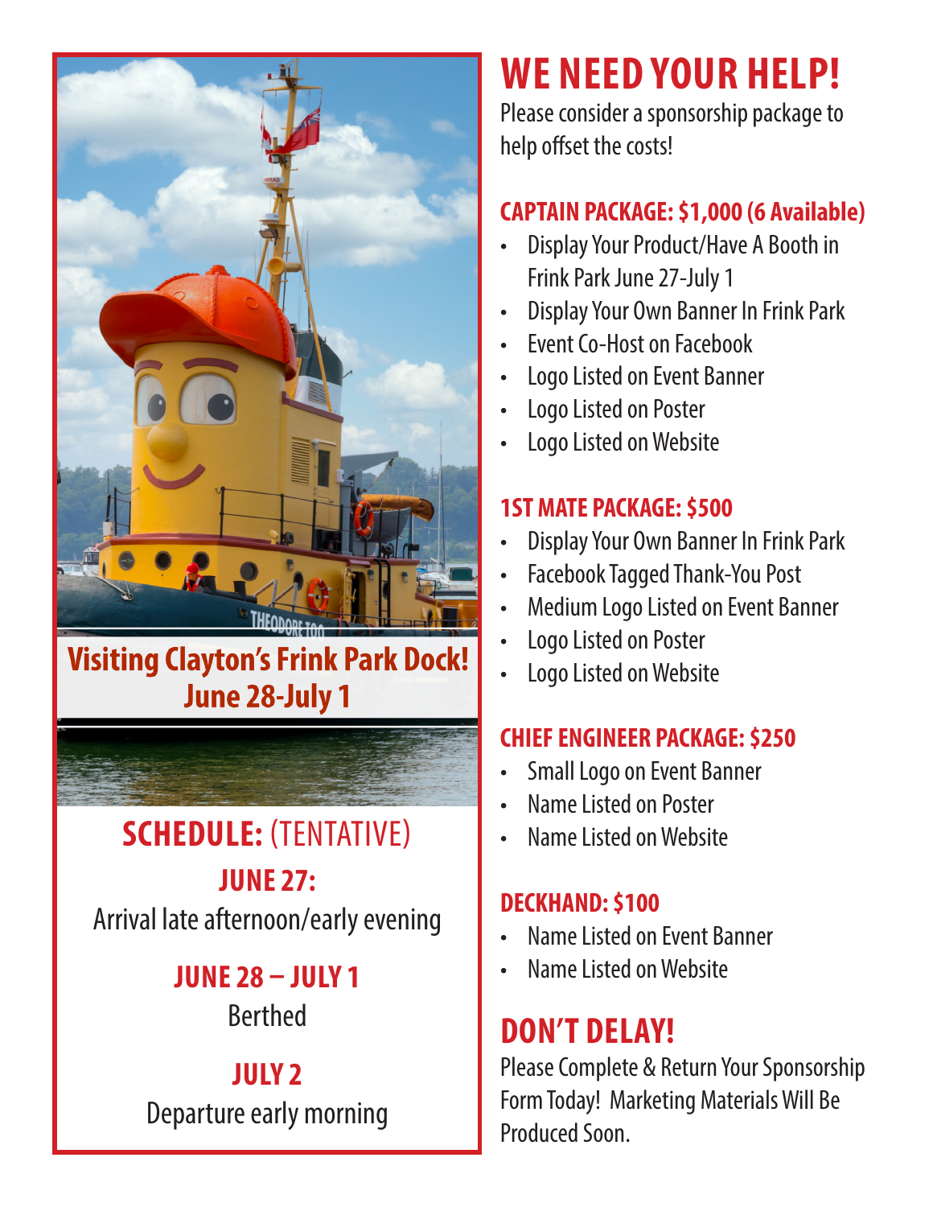**Visiting Clayton's Frink Park Dock!**
**June 28-July 1**

## SCHEDULE: (TENTATIVE)

**JUNE 27:**
Arrival late afternoon/early evening

**JUNE 28 – JULY 1**
Berthed

**JULY 2**
Departure early morning

# WE NEED YOUR HELP!

Please consider a sponsorship package to help offset the costs!

### CAPTAIN PACKAGE: $1,000 (6 Available)

- Display Your Product/Have A Booth in Frink Park June 27-July 1
- Display Your Own Banner In Frink Park
- Event Co-Host on Facebook
- Logo Listed on Event Banner
- Logo Listed on Poster
- Logo Listed on Website

### 1ST MATE PACKAGE: $500

- Display Your Own Banner In Frink Park
- Facebook Tagged Thank-You Post
- Medium Logo Listed on Event Banner
- Logo Listed on Poster
- Logo Listed on Website

### CHIEF ENGINEER PACKAGE: $250

- Small Logo on Event Banner
- Name Listed on Poster
- Name Listed on Website

### DECKHAND: $100

- Name Listed on Event Banner
- Name Listed on Website

## DON'T DELAY!

Please Complete & Return Your Sponsorship Form Today! Marketing Materials Will Be Produced Soon.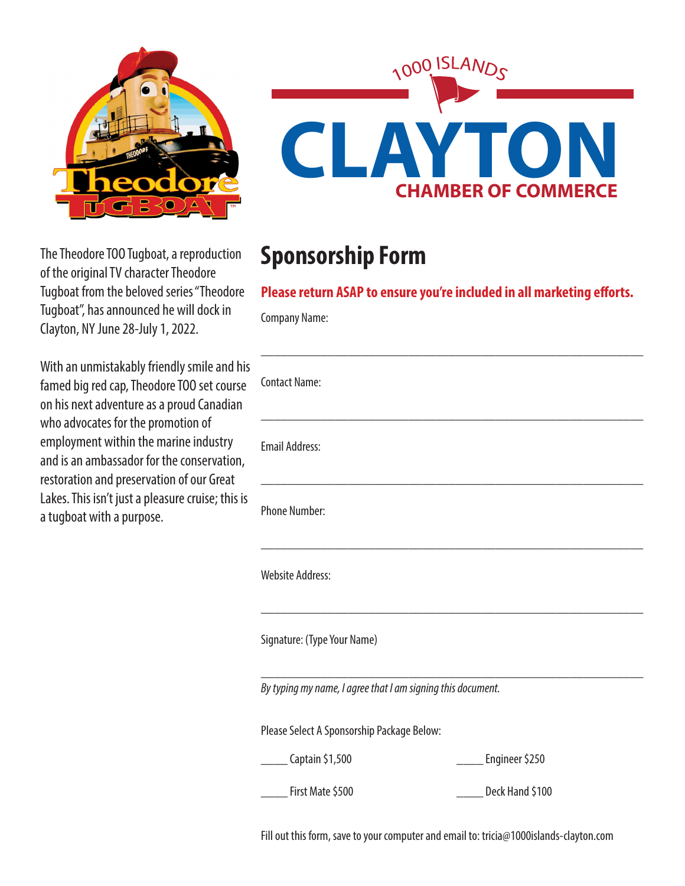1000 ISLANDS

CLAYTON

CHAMBER OF COMMERCE

The Theodore TOO Tugboat, a reproduction of the original TV character Theodore Tugboat from the beloved series "Theodore Tugboat", has announced he will dock in Clayton, NY June 28-July 1, 2022.

With an unmistakably friendly smile and his famed big red cap, Theodore TOO set course on his next adventure as a proud Canadian who advocates for the promotion of employment within the marine industry and is an ambassador for the conservation, restoration and preservation of our Great Lakes. This isn't just a pleasure cruise; this is a tugboat with a purpose.

# Sponsorship Form

**Please return ASAP to ensure you're included in all marketing efforts.**

Company Name:

_______________________________________________

Contact Name:

_______________________________________________

Email Address:

_______________________________________________

Phone Number:

_______________________________________________

Website Address:

_______________________________________________

Signature: (Type Your Name)

_______________________________________________

*By typing my name, I agree that I am signing this document.*

Please Select A Sponsorship Package Below:

_____ Captain $1,500

_____ Engineer $250

_____ First Mate $500

_____ Deck Hand $100

Fill out this form, save to your computer and email to: tricia@1000islands-clayton.com